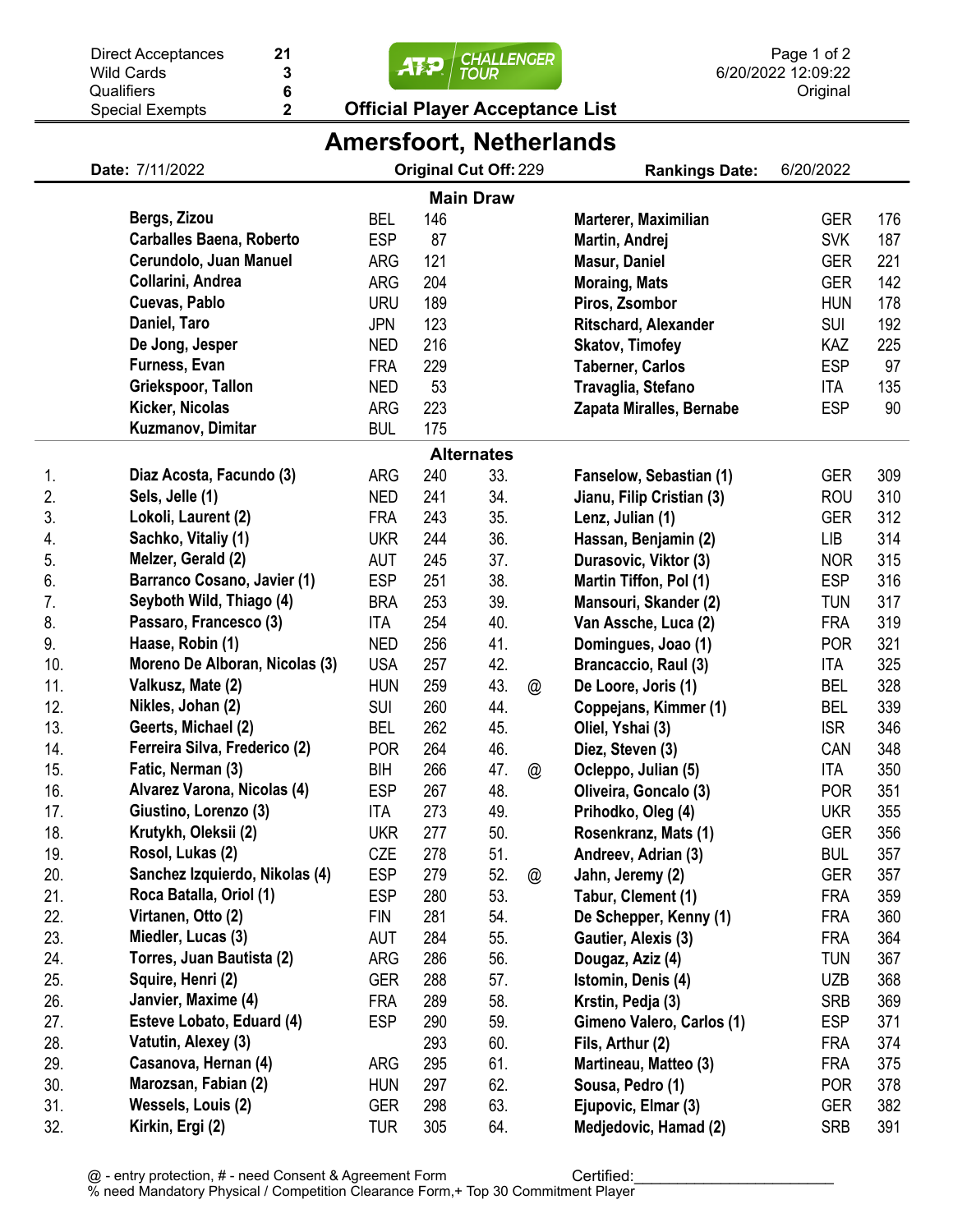| | |
|---|---|
| Direct Acceptances | 21 |
| Wild Cards | 3 |
| Qualifiers | 6 |
| Special Exempts | 2 |

6/20/2022 12:09:22
Original

# ATP Challenger Tour

## Official Player Acceptance List

# Amersfoort, Netherlands

**Date:** 7/11/2022 **Original Cut Off:** 229 **Rankings Date:** 6/20/2022

## Main Draw

| Player | Nat | Rank | Player | Nat | Rank |
|---|---|---|---|---|---|
| **Bergs, Zizou** | BEL | 146 | **Marterer, Maximilian** | GER | 176 |
| **Carballes Baena, Roberto** | ESP | 87 | **Martin, Andrej** | SVK | 187 |
| **Cerundolo, Juan Manuel** | ARG | 121 | **Masur, Daniel** | GER | 221 |
| **Collarini, Andrea** | ARG | 204 | **Moraing, Mats** | GER | 142 |
| **Cuevas, Pablo** | URU | 189 | **Piros, Zsombor** | HUN | 178 |
| **Daniel, Taro** | JPN | 123 | **Ritschard, Alexander** | SUI | 192 |
| **De Jong, Jesper** | NED | 216 | **Skatov, Timofey** | KAZ | 225 |
| **Furness, Evan** | FRA | 229 | **Taberner, Carlos** | ESP | 97 |
| **Griekspoor, Tallon** | NED | 53 | **Travaglia, Stefano** | ITA | 135 |
| **Kicker, Nicolas** | ARG | 223 | **Zapata Miralles, Bernabe** | ESP | 90 |
| **Kuzmanov, Dimitar** | BUL | 175 | | | |

## Alternates

| # | Player | Nat | Rank | # | | Player | Nat | Rank |
|---|---|---|---|---|---|---|---|---|
| 1. | **Diaz Acosta, Facundo (3)** | ARG | 240 | 33. | | **Fanselow, Sebastian (1)** | GER | 309 |
| 2. | **Sels, Jelle (1)** | NED | 241 | 34. | | **Jianu, Filip Cristian (3)** | ROU | 310 |
| 3. | **Lokoli, Laurent (2)** | FRA | 243 | 35. | | **Lenz, Julian (1)** | GER | 312 |
| 4. | **Sachko, Vitaliy (1)** | UKR | 244 | 36. | | **Hassan, Benjamin (2)** | LIB | 314 |
| 5. | **Melzer, Gerald (2)** | AUT | 245 | 37. | | **Durasovic, Viktor (3)** | NOR | 315 |
| 6. | **Barranco Cosano, Javier (1)** | ESP | 251 | 38. | | **Martin Tiffon, Pol (1)** | ESP | 316 |
| 7. | **Seyboth Wild, Thiago (4)** | BRA | 253 | 39. | | **Mansouri, Skander (2)** | TUN | 317 |
| 8. | **Passaro, Francesco (3)** | ITA | 254 | 40. | | **Van Assche, Luca (2)** | FRA | 319 |
| 9. | **Haase, Robin (1)** | NED | 256 | 41. | | **Domingues, Joao (1)** | POR | 321 |
| 10. | **Moreno De Alboran, Nicolas (3)** | USA | 257 | 42. | | **Brancaccio, Raul (3)** | ITA | 325 |
| 11. | **Valkusz, Mate (2)** | HUN | 259 | 43. | @ | **De Loore, Joris (1)** | BEL | 328 |
| 12. | **Nikles, Johan (2)** | SUI | 260 | 44. | | **Coppejans, Kimmer (1)** | BEL | 339 |
| 13. | **Geerts, Michael (2)** | BEL | 262 | 45. | | **Oliel, Yshai (3)** | ISR | 346 |
| 14. | **Ferreira Silva, Frederico (2)** | POR | 264 | 46. | | **Diez, Steven (3)** | CAN | 348 |
| 15. | **Fatic, Nerman (3)** | BIH | 266 | 47. | @ | **Ocleppo, Julian (5)** | ITA | 350 |
| 16. | **Alvarez Varona, Nicolas (4)** | ESP | 267 | 48. | | **Oliveira, Goncalo (3)** | POR | 351 |
| 17. | **Giustino, Lorenzo (3)** | ITA | 273 | 49. | | **Prihodko, Oleg (4)** | UKR | 355 |
| 18. | **Krutykh, Oleksii (2)** | UKR | 277 | 50. | | **Rosenkranz, Mats (1)** | GER | 356 |
| 19. | **Rosol, Lukas (2)** | CZE | 278 | 51. | | **Andreev, Adrian (3)** | BUL | 357 |
| 20. | **Sanchez Izquierdo, Nikolas (4)** | ESP | 279 | 52. | @ | **Jahn, Jeremy (2)** | GER | 357 |
| 21. | **Roca Batalla, Oriol (1)** | ESP | 280 | 53. | | **Tabur, Clement (1)** | FRA | 359 |
| 22. | **Virtanen, Otto (2)** | FIN | 281 | 54. | | **De Schepper, Kenny (1)** | FRA | 360 |
| 23. | **Miedler, Lucas (3)** | AUT | 284 | 55. | | **Gautier, Alexis (3)** | FRA | 364 |
| 24. | **Torres, Juan Bautista (2)** | ARG | 286 | 56. | | **Dougaz, Aziz (4)** | TUN | 367 |
| 25. | **Squire, Henri (2)** | GER | 288 | 57. | | **Istomin, Denis (4)** | UZB | 368 |
| 26. | **Janvier, Maxime (4)** | FRA | 289 | 58. | | **Krstin, Pedja (3)** | SRB | 369 |
| 27. | **Esteve Lobato, Eduard (4)** | ESP | 290 | 59. | | **Gimeno Valero, Carlos (1)** | ESP | 371 |
| 28. | **Vatutin, Alexey (3)** | | 293 | 60. | | **Fils, Arthur (2)** | FRA | 374 |
| 29. | **Casanova, Hernan (4)** | ARG | 295 | 61. | | **Martineau, Matteo (3)** | FRA | 375 |
| 30. | **Marozsan, Fabian (2)** | HUN | 297 | 62. | | **Sousa, Pedro (1)** | POR | 378 |
| 31. | **Wessels, Louis (2)** | GER | 298 | 63. | | **Ejupovic, Elmar (3)** | GER | 382 |
| 32. | **Kirkin, Ergi (2)** | TUR | 305 | 64. | | **Medjedovic, Hamad (2)** | SRB | 391 |

@ - entry protection, # - need Consent & Agreement Form
% need Mandatory Physical / Competition Clearance Form,+ Top 30 Commitment Player

Certified:________________________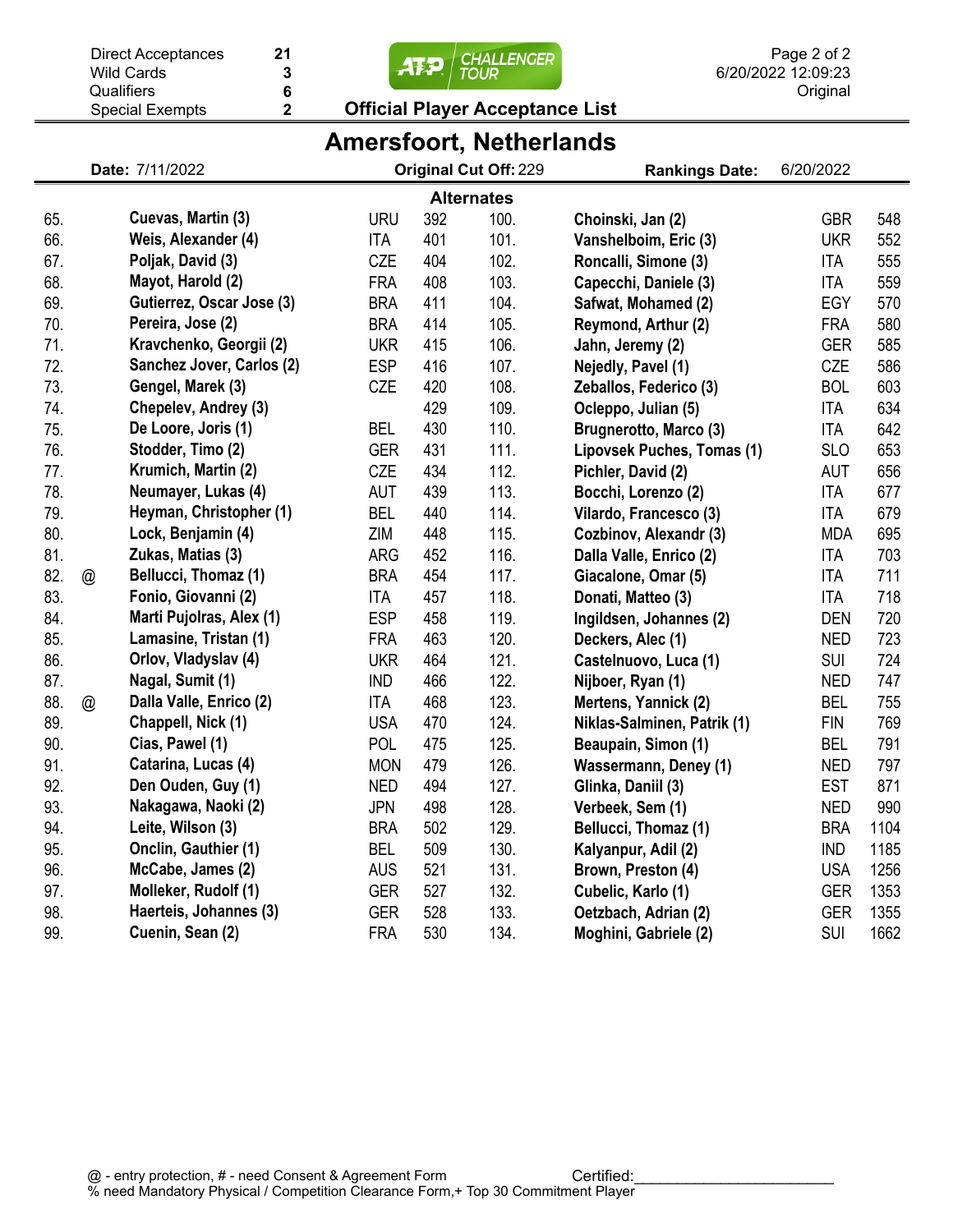| | |
|---|---|
| Direct Acceptances | 21 |
| Wild Cards | 3 |
| Qualifiers | 6 |
| Special Exempts | 2 |

ATP CHALLENGER TOUR

6/20/2022 12:09:23
Original

**Official Player Acceptance List**

# Amersfoort, Netherlands

**Date:** 7/11/2022 **Original Cut Off:** 229 **Rankings Date:** 6/20/2022

## Alternates

| | | | | | | | | |
|---|---|---|---|---|---|---|---|---|
| 65. | | **Cuevas, Martin (3)** | URU | 392 | 100. | **Choinski, Jan (2)** | GBR | 548 |
| 66. | | **Weis, Alexander (4)** | ITA | 401 | 101. | **Vanshelboim, Eric (3)** | UKR | 552 |
| 67. | | **Poljak, David (3)** | CZE | 404 | 102. | **Roncalli, Simone (3)** | ITA | 555 |
| 68. | | **Mayot, Harold (2)** | FRA | 408 | 103. | **Capecchi, Daniele (3)** | ITA | 559 |
| 69. | | **Gutierrez, Oscar Jose (3)** | BRA | 411 | 104. | **Safwat, Mohamed (2)** | EGY | 570 |
| 70. | | **Pereira, Jose (2)** | BRA | 414 | 105. | **Reymond, Arthur (2)** | FRA | 580 |
| 71. | | **Kravchenko, Georgii (2)** | UKR | 415 | 106. | **Jahn, Jeremy (2)** | GER | 585 |
| 72. | | **Sanchez Jover, Carlos (2)** | ESP | 416 | 107. | **Nejedly, Pavel (1)** | CZE | 586 |
| 73. | | **Gengel, Marek (3)** | CZE | 420 | 108. | **Zeballos, Federico (3)** | BOL | 603 |
| 74. | | **Chepelev, Andrey (3)** | | 429 | 109. | **Ocleppo, Julian (5)** | ITA | 634 |
| 75. | | **De Loore, Joris (1)** | BEL | 430 | 110. | **Brugnerotto, Marco (3)** | ITA | 642 |
| 76. | | **Stodder, Timo (2)** | GER | 431 | 111. | **Lipovsek Puches, Tomas (1)** | SLO | 653 |
| 77. | | **Krumich, Martin (2)** | CZE | 434 | 112. | **Pichler, David (2)** | AUT | 656 |
| 78. | | **Neumayer, Lukas (4)** | AUT | 439 | 113. | **Bocchi, Lorenzo (2)** | ITA | 677 |
| 79. | | **Heyman, Christopher (1)** | BEL | 440 | 114. | **Vilardo, Francesco (3)** | ITA | 679 |
| 80. | | **Lock, Benjamin (4)** | ZIM | 448 | 115. | **Cozbinov, Alexandr (3)** | MDA | 695 |
| 81. | | **Zukas, Matias (3)** | ARG | 452 | 116. | **Dalla Valle, Enrico (2)** | ITA | 703 |
| 82. | @ | **Bellucci, Thomaz (1)** | BRA | 454 | 117. | **Giacalone, Omar (5)** | ITA | 711 |
| 83. | | **Fonio, Giovanni (2)** | ITA | 457 | 118. | **Donati, Matteo (3)** | ITA | 718 |
| 84. | | **Marti Pujolras, Alex (1)** | ESP | 458 | 119. | **Ingildsen, Johannes (2)** | DEN | 720 |
| 85. | | **Lamasine, Tristan (1)** | FRA | 463 | 120. | **Deckers, Alec (1)** | NED | 723 |
| 86. | | **Orlov, Vladyslav (4)** | UKR | 464 | 121. | **Castelnuovo, Luca (1)** | SUI | 724 |
| 87. | | **Nagal, Sumit (1)** | IND | 466 | 122. | **Nijboer, Ryan (1)** | NED | 747 |
| 88. | @ | **Dalla Valle, Enrico (2)** | ITA | 468 | 123. | **Mertens, Yannick (2)** | BEL | 755 |
| 89. | | **Chappell, Nick (1)** | USA | 470 | 124. | **Niklas-Salminen, Patrik (1)** | FIN | 769 |
| 90. | | **Cias, Pawel (1)** | POL | 475 | 125. | **Beaupain, Simon (1)** | BEL | 791 |
| 91. | | **Catarina, Lucas (4)** | MON | 479 | 126. | **Wassermann, Deney (1)** | NED | 797 |
| 92. | | **Den Ouden, Guy (1)** | NED | 494 | 127. | **Glinka, Daniil (3)** | EST | 871 |
| 93. | | **Nakagawa, Naoki (2)** | JPN | 498 | 128. | **Verbeek, Sem (1)** | NED | 990 |
| 94. | | **Leite, Wilson (3)** | BRA | 502 | 129. | **Bellucci, Thomaz (1)** | BRA | 1104 |
| 95. | | **Onclin, Gauthier (1)** | BEL | 509 | 130. | **Kalyanpur, Adil (2)** | IND | 1185 |
| 96. | | **McCabe, James (2)** | AUS | 521 | 131. | **Brown, Preston (4)** | USA | 1256 |
| 97. | | **Molleker, Rudolf (1)** | GER | 527 | 132. | **Cubelic, Karlo (1)** | GER | 1353 |
| 98. | | **Haerteis, Johannes (3)** | GER | 528 | 133. | **Oetzbach, Adrian (2)** | GER | 1355 |
| 99. | | **Cuenin, Sean (2)** | FRA | 530 | 134. | **Moghini, Gabriele (2)** | SUI | 1662 |

@ - entry protection, # - need Consent & Agreement Form
% need Mandatory Physical / Competition Clearance Form,+ Top 30 Commitment Player

Certified:________________________